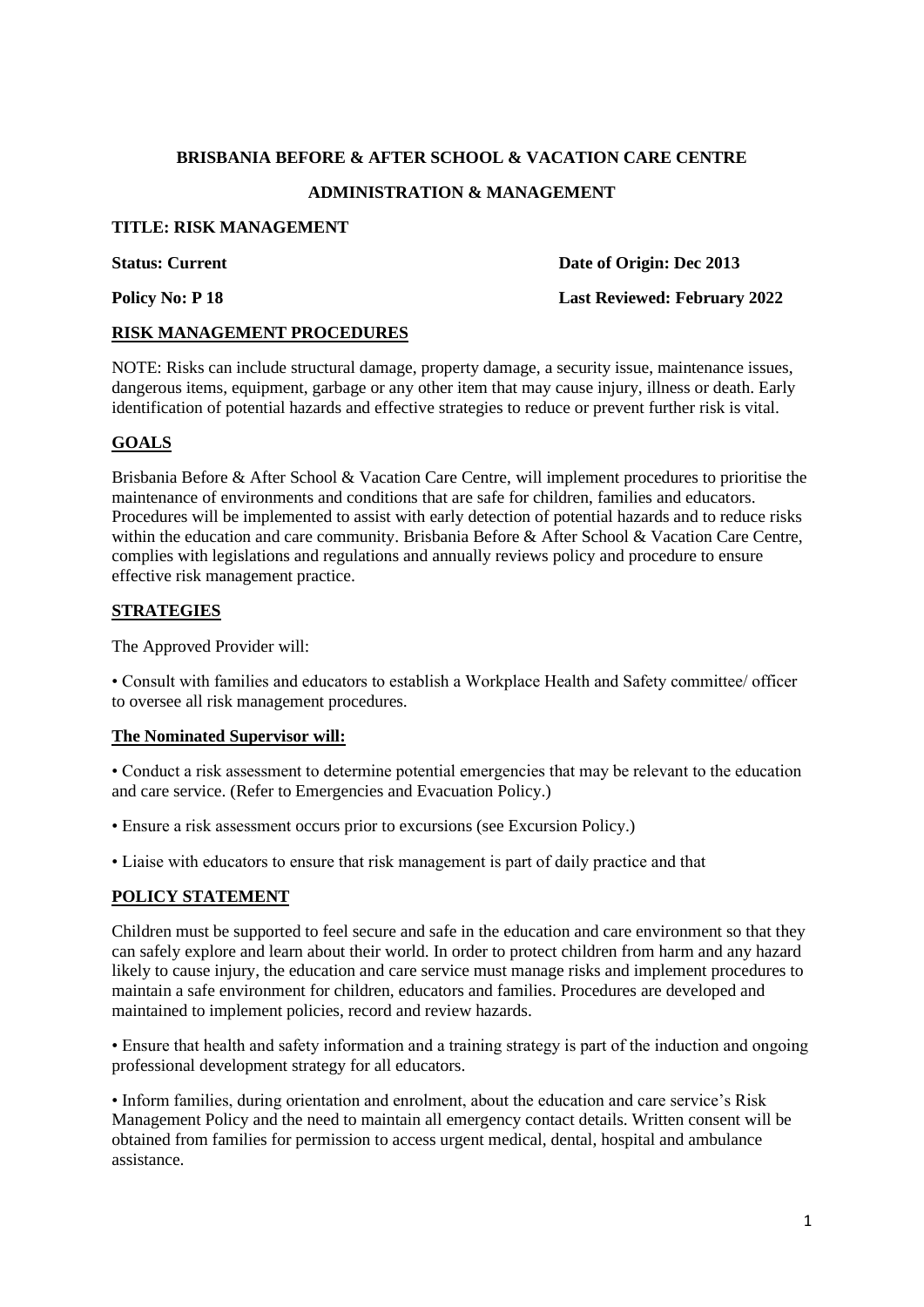**BRISBANIA BEFORE & AFTER SCHOOL & VACATION CARE CENTRE**

**ADMINISTRATION & MANAGEMENT**

**TITLE: RISK MANAGEMENT**

**Status: Current** **Date of Origin: Dec 2013**

**Policy No: P 18** **Last Reviewed: February 2022**

## RISK MANAGEMENT PROCEDURES

NOTE: Risks can include structural damage, property damage, a security issue, maintenance issues, dangerous items, equipment, garbage or any other item that may cause injury, illness or death. Early identification of potential hazards and effective strategies to reduce or prevent further risk is vital.

## GOALS

Brisbania Before & After School & Vacation Care Centre, will implement procedures to prioritise the maintenance of environments and conditions that are safe for children, families and educators. Procedures will be implemented to assist with early detection of potential hazards and to reduce risks within the education and care community. Brisbania Before & After School & Vacation Care Centre, complies with legislations and regulations and annually reviews policy and procedure to ensure effective risk management practice.

## STRATEGIES

The Approved Provider will:

• Consult with families and educators to establish a Workplace Health and Safety committee/ officer to oversee all risk management procedures.

### The Nominated Supervisor will:

• Conduct a risk assessment to determine potential emergencies that may be relevant to the education and care service. (Refer to Emergencies and Evacuation Policy.)

• Ensure a risk assessment occurs prior to excursions (see Excursion Policy.)

• Liaise with educators to ensure that risk management is part of daily practice and that

## POLICY STATEMENT

Children must be supported to feel secure and safe in the education and care environment so that they can safely explore and learn about their world. In order to protect children from harm and any hazard likely to cause injury, the education and care service must manage risks and implement procedures to maintain a safe environment for children, educators and families. Procedures are developed and maintained to implement policies, record and review hazards.

• Ensure that health and safety information and a training strategy is part of the induction and ongoing professional development strategy for all educators.

• Inform families, during orientation and enrolment, about the education and care service's Risk Management Policy and the need to maintain all emergency contact details. Written consent will be obtained from families for permission to access urgent medical, dental, hospital and ambulance assistance.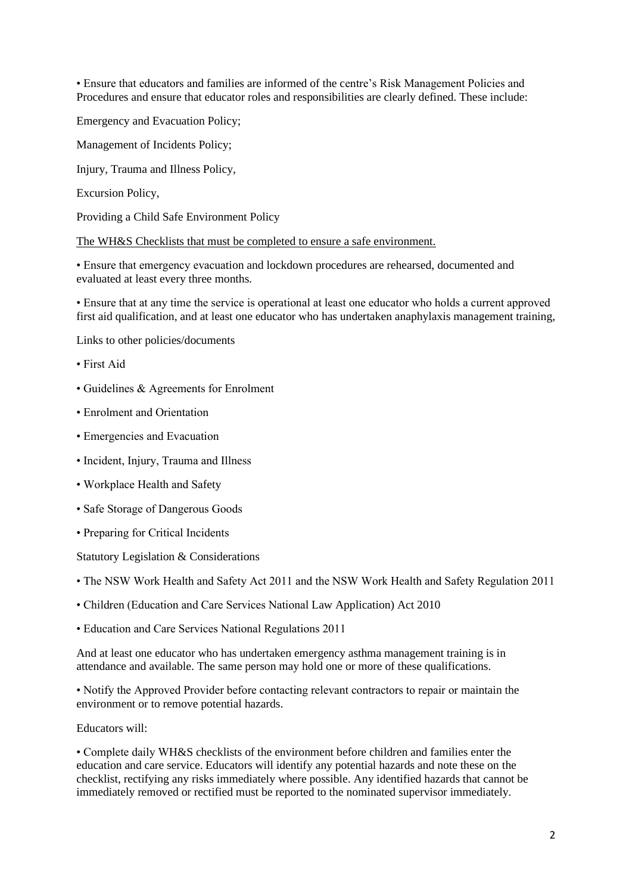- Ensure that educators and families are informed of the centre's Risk Management Policies and Procedures and ensure that educator roles and responsibilities are clearly defined. These include:

Emergency and Evacuation Policy;

Management of Incidents Policy;

Injury, Trauma and Illness Policy,

Excursion Policy,

Providing a Child Safe Environment Policy

<u>The WH&S Checklists that must be completed to ensure a safe environment.</u>

- Ensure that emergency evacuation and lockdown procedures are rehearsed, documented and evaluated at least every three months.

- Ensure that at any time the service is operational at least one educator who holds a current approved first aid qualification, and at least one educator who has undertaken anaphylaxis management training,

Links to other policies/documents

- First Aid
- Guidelines & Agreements for Enrolment
- Enrolment and Orientation
- Emergencies and Evacuation
- Incident, Injury, Trauma and Illness
- Workplace Health and Safety
- Safe Storage of Dangerous Goods
- Preparing for Critical Incidents

Statutory Legislation & Considerations

- The NSW Work Health and Safety Act 2011 and the NSW Work Health and Safety Regulation 2011
- Children (Education and Care Services National Law Application) Act 2010
- Education and Care Services National Regulations 2011

And at least one educator who has undertaken emergency asthma management training is in attendance and available. The same person may hold one or more of these qualifications.

- Notify the Approved Provider before contacting relevant contractors to repair or maintain the environment or to remove potential hazards.

Educators will:

- Complete daily WH&S checklists of the environment before children and families enter the education and care service. Educators will identify any potential hazards and note these on the checklist, rectifying any risks immediately where possible. Any identified hazards that cannot be immediately removed or rectified must be reported to the nominated supervisor immediately.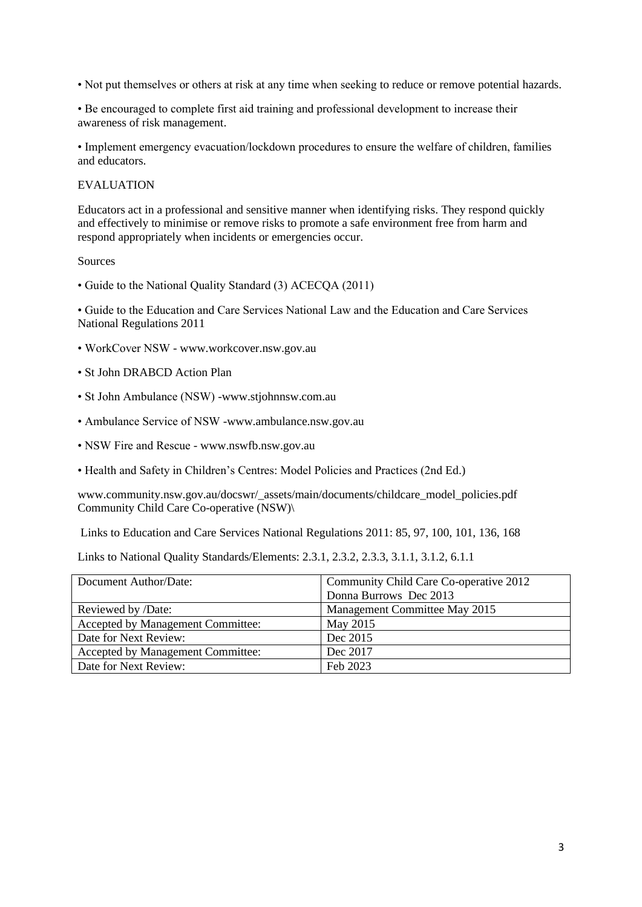- Not put themselves or others at risk at any time when seeking to reduce or remove potential hazards.
- Be encouraged to complete first aid training and professional development to increase their awareness of risk management.
- Implement emergency evacuation/lockdown procedures to ensure the welfare of children, families and educators.

EVALUATION

Educators act in a professional and sensitive manner when identifying risks. They respond quickly and effectively to minimise or remove risks to promote a safe environment free from harm and respond appropriately when incidents or emergencies occur.

Sources

- Guide to the National Quality Standard (3) ACECQA (2011)
- Guide to the Education and Care Services National Law and the Education and Care Services National Regulations 2011
- WorkCover NSW - www.workcover.nsw.gov.au
- St John DRABCD Action Plan
- St John Ambulance (NSW) -www.stjohnnsw.com.au
- Ambulance Service of NSW -www.ambulance.nsw.gov.au
- NSW Fire and Rescue - www.nswfb.nsw.gov.au
- Health and Safety in Children's Centres: Model Policies and Practices (2nd Ed.)

www.community.nsw.gov.au/docswr/_assets/main/documents/childcare_model_policies.pdf Community Child Care Co-operative (NSW)\

Links to Education and Care Services National Regulations 2011: 85, 97, 100, 101, 136, 168

Links to National Quality Standards/Elements: 2.3.1, 2.3.2, 2.3.3, 3.1.1, 3.1.2, 6.1.1

| | |
|---|---|
| Document Author/Date: | Community Child Care Co-operative 2012<br>Donna Burrows Dec 2013 |
| Reviewed by /Date: | Management Committee May 2015 |
| Accepted by Management Committee: | May 2015 |
| Date for Next Review: | Dec 2015 |
| Accepted by Management Committee: | Dec 2017 |
| Date for Next Review: | Feb 2023 |